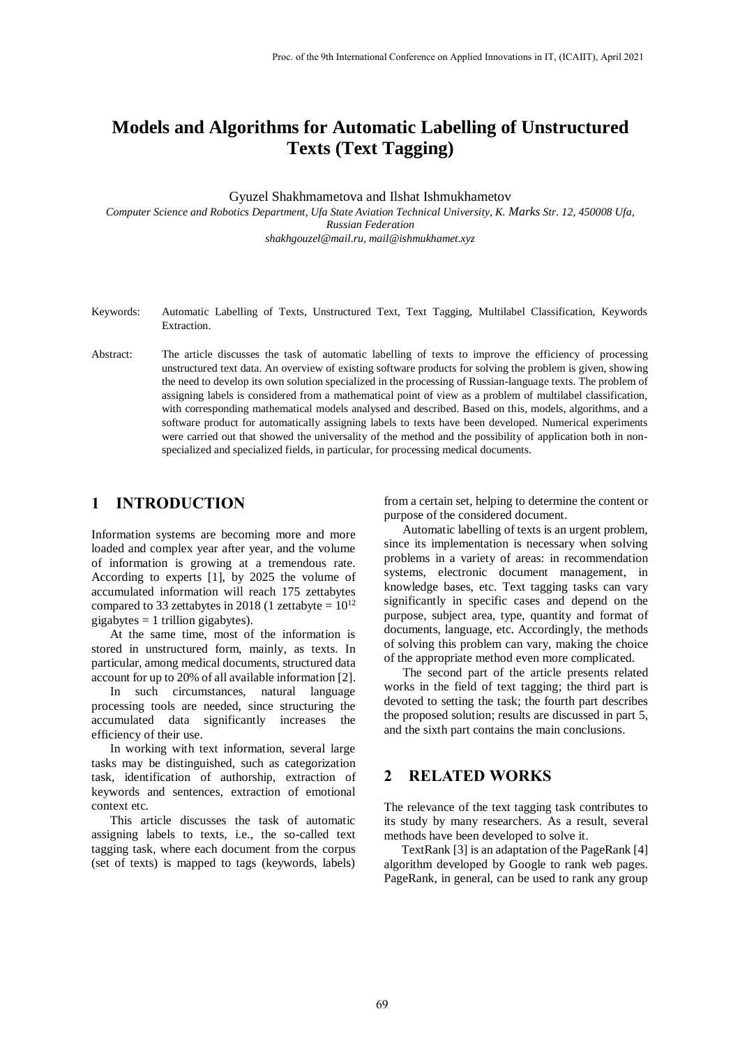# Models and Algorithms for Automatic Labelling of Unstructured Texts (Text Tagging)

Gyuzel Shakhmametova and Ilshat Ishmukhametov

*Computer Science and Robotics Department, Ufa State Aviation Technical University, K. Marks Str. 12, 450008 Ufa, Russian Federation*

*shakhgouzel@mail.ru, mail@ishmukhamet.xyz*

Keywords: Automatic Labelling of Texts, Unstructured Text, Text Tagging, Multilabel Classification, Keywords Extraction.

Abstract: The article discusses the task of automatic labelling of texts to improve the efficiency of processing unstructured text data. An overview of existing software products for solving the problem is given, showing the need to develop its own solution specialized in the processing of Russian-language texts. The problem of assigning labels is considered from a mathematical point of view as a problem of multilabel classification, with corresponding mathematical models analysed and described. Based on this, models, algorithms, and a software product for automatically assigning labels to texts have been developed. Numerical experiments were carried out that showed the universality of the method and the possibility of application both in non-specialized and specialized fields, in particular, for processing medical documents.

## 1 INTRODUCTION

Information systems are becoming more and more loaded and complex year after year, and the volume of information is growing at a tremendous rate. According to experts [1], by 2025 the volume of accumulated information will reach 175 zettabytes compared to 33 zettabytes in 2018 (1 zettabyte = $10^{12}$ gigabytes = 1 trillion gigabytes).

At the same time, most of the information is stored in unstructured form, mainly, as texts. In particular, among medical documents, structured data account for up to 20% of all available information [2].

In such circumstances, natural language processing tools are needed, since structuring the accumulated data significantly increases the efficiency of their use.

In working with text information, several large tasks may be distinguished, such as categorization task, identification of authorship, extraction of keywords and sentences, extraction of emotional context etc.

This article discusses the task of automatic assigning labels to texts, i.e., the so-called text tagging task, where each document from the corpus (set of texts) is mapped to tags (keywords, labels) from a certain set, helping to determine the content or purpose of the considered document.

Automatic labelling of texts is an urgent problem, since its implementation is necessary when solving problems in a variety of areas: in recommendation systems, electronic document management, in knowledge bases, etc. Text tagging tasks can vary significantly in specific cases and depend on the purpose, subject area, type, quantity and format of documents, language, etc. Accordingly, the methods of solving this problem can vary, making the choice of the appropriate method even more complicated.

The second part of the article presents related works in the field of text tagging; the third part is devoted to setting the task; the fourth part describes the proposed solution; results are discussed in part 5, and the sixth part contains the main conclusions.

## 2 RELATED WORKS

The relevance of the text tagging task contributes to its study by many researchers. As a result, several methods have been developed to solve it.

TextRank [3] is an adaptation of the PageRank [4] algorithm developed by Google to rank web pages. PageRank, in general, can be used to rank any group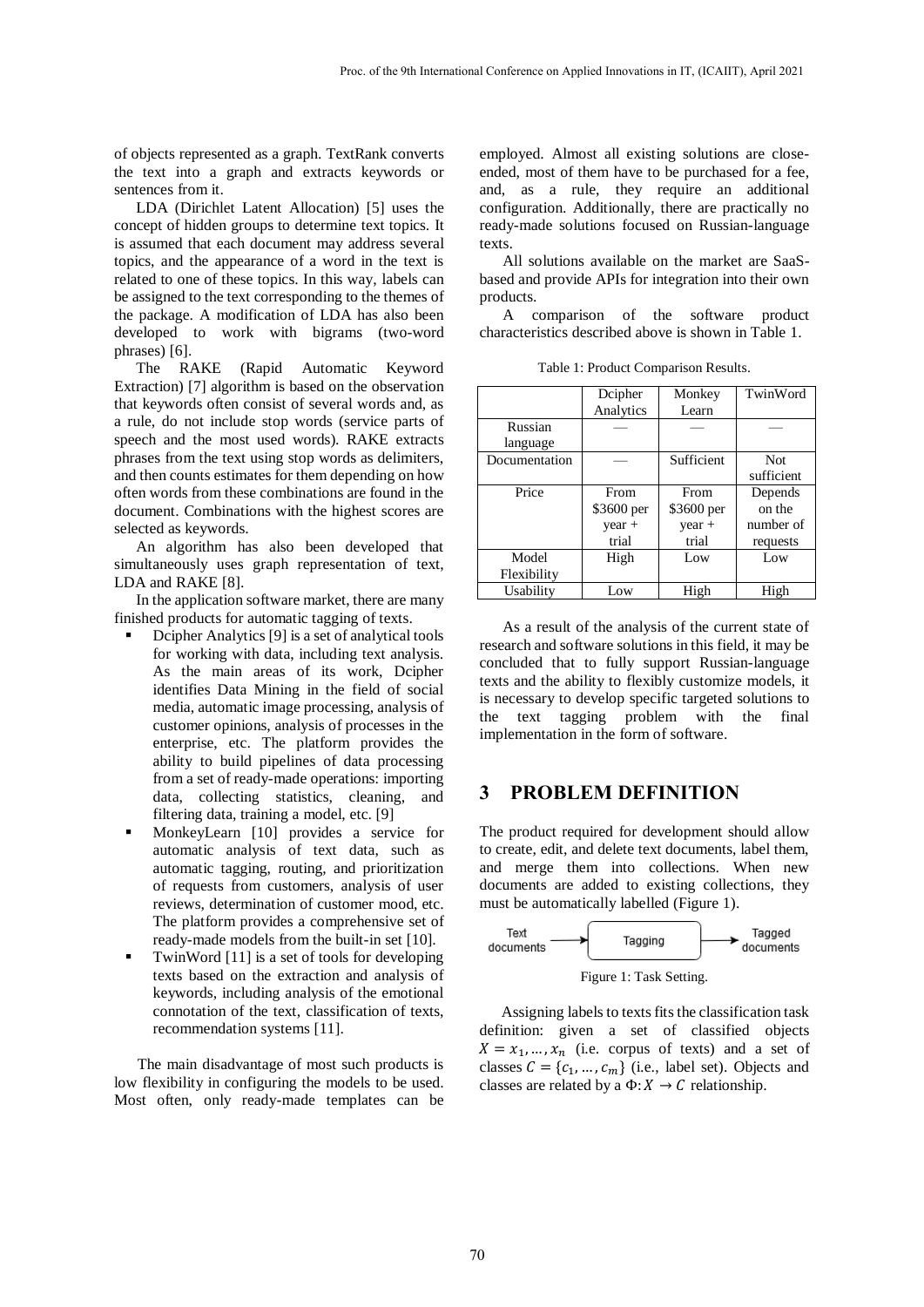of objects represented as a graph. TextRank converts the text into a graph and extracts keywords or sentences from it.

LDA (Dirichlet Latent Allocation) [5] uses the concept of hidden groups to determine text topics. It is assumed that each document may address several topics, and the appearance of a word in the text is related to one of these topics. In this way, labels can be assigned to the text corresponding to the themes of the package. A modification of LDA has also been developed to work with bigrams (two-word phrases) [6].

The RAKE (Rapid Automatic Keyword Extraction) [7] algorithm is based on the observation that keywords often consist of several words and, as a rule, do not include stop words (service parts of speech and the most used words). RAKE extracts phrases from the text using stop words as delimiters, and then counts estimates for them depending on how often words from these combinations are found in the document. Combinations with the highest scores are selected as keywords.

An algorithm has also been developed that simultaneously uses graph representation of text, LDA and RAKE [8].

In the application software market, there are many finished products for automatic tagging of texts.

- Dcipher Analytics [9] is a set of analytical tools for working with data, including text analysis. As the main areas of its work, Dcipher identifies Data Mining in the field of social media, automatic image processing, analysis of customer opinions, analysis of processes in the enterprise, etc. The platform provides the ability to build pipelines of data processing from a set of ready-made operations: importing data, collecting statistics, cleaning, and filtering data, training a model, etc. [9]
- MonkeyLearn [10] provides a service for automatic analysis of text data, such as automatic tagging, routing, and prioritization of requests from customers, analysis of user reviews, determination of customer mood, etc. The platform provides a comprehensive set of ready-made models from the built-in set [10].
- TwinWord [11] is a set of tools for developing texts based on the extraction and analysis of keywords, including analysis of the emotional connotation of the text, classification of texts, recommendation systems [11].

The main disadvantage of most such products is low flexibility in configuring the models to be used. Most often, only ready-made templates can be employed. Almost all existing solutions are close-ended, most of them have to be purchased for a fee, and, as a rule, they require an additional configuration. Additionally, there are practically no ready-made solutions focused on Russian-language texts.

All solutions available on the market are SaaS-based and provide APIs for integration into their own products.

A comparison of the software product characteristics described above is shown in Table 1.

Table 1: Product Comparison Results.

| | Dcipher Analytics | Monkey Learn | TwinWord |
|---|---|---|---|
| Russian language | — | — | — |
| Documentation | — | Sufficient | Not sufficient |
| Price | From \$3600 per year + trial | From \$3600 per year + trial | Depends on the number of requests |
| Model Flexibility | High | Low | Low |
| Usability | Low | High | High |

As a result of the analysis of the current state of research and software solutions in this field, it may be concluded that to fully support Russian-language texts and the ability to flexibly customize models, it is necessary to develop specific targeted solutions to the text tagging problem with the final implementation in the form of software.

## 3 PROBLEM DEFINITION

The product required for development should allow to create, edit, and delete text documents, label them, and merge them into collections. When new documents are added to existing collections, they must be automatically labelled (Figure 1).

Text documents → Tagging → Tagged documents

Figure 1: Task Setting.

Assigning labels to texts fits the classification task definition: given a set of classified objects $X = x_1, \dots, x_n$ (i.e. corpus of texts) and a set of classes $C = \{c_1, \dots, c_m\}$ (i.e., label set). Objects and classes are related by a $\Phi: X \rightarrow C$ relationship.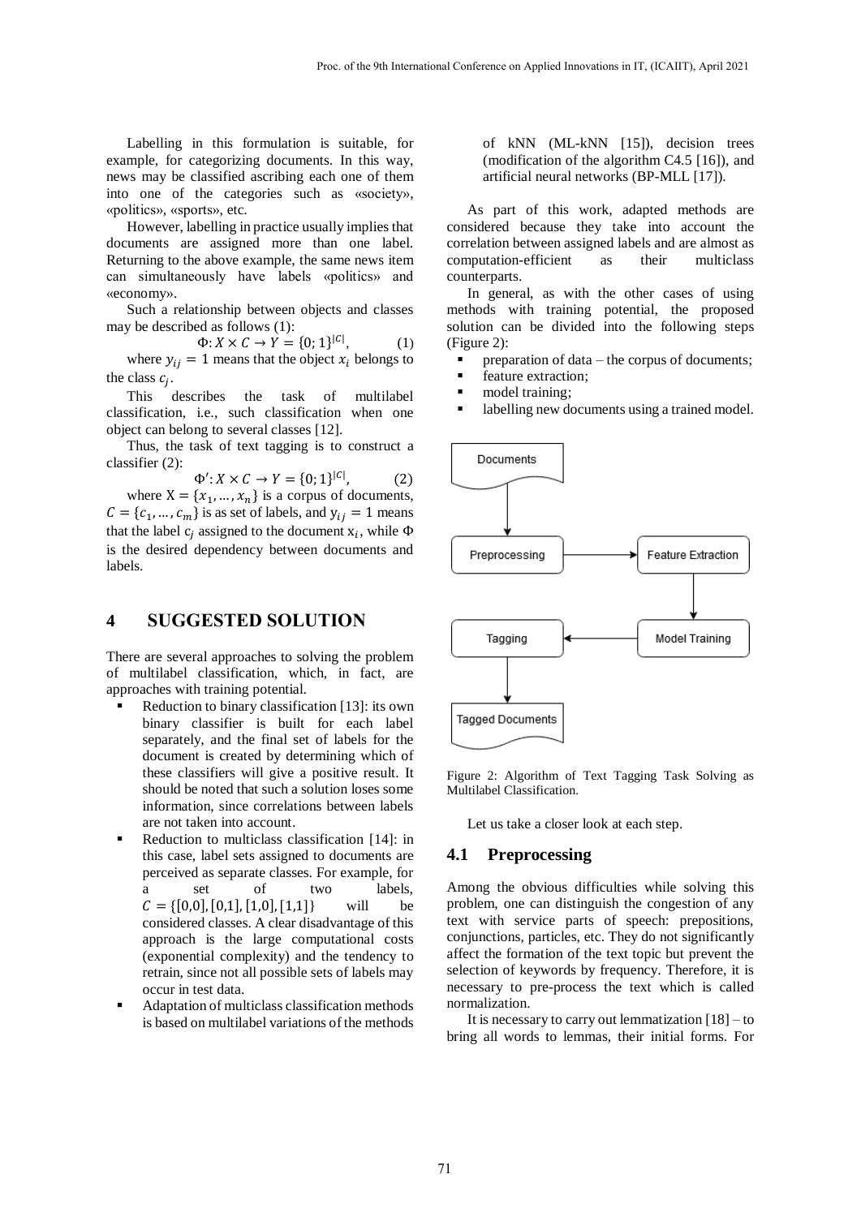Labelling in this formulation is suitable, for example, for categorizing documents. In this way, news may be classified ascribing each one of them into one of the categories such as «society», «politics», «sports», etc.

However, labelling in practice usually implies that documents are assigned more than one label. Returning to the above example, the same news item can simultaneously have labels «politics» and «economy».

Such a relationship between objects and classes may be described as follows (1):

$$\Phi: X \times C \rightarrow Y = \{0; 1\}^{|C|}, \tag{1}$$

where $y_{ij} = 1$ means that the object $x_i$ belongs to the class $c_j$.

This describes the task of multilabel classification, i.e., such classification when one object can belong to several classes [12].

Thus, the task of text tagging is to construct a classifier (2):

$$\Phi': X \times C \rightarrow Y = \{0; 1\}^{|C|}, \tag{2}$$

where $X = \{x_1, \dots, x_n\}$ is a corpus of documents, $C = \{c_1, \dots, c_m\}$ is as set of labels, and $y_{ij} = 1$ means that the label $c_j$ assigned to the document $x_i$, while $\Phi$ is the desired dependency between documents and labels.

# 4 SUGGESTED SOLUTION

There are several approaches to solving the problem of multilabel classification, which, in fact, are approaches with training potential.

- Reduction to binary classification [13]: its own binary classifier is built for each label separately, and the final set of labels for the document is created by determining which of these classifiers will give a positive result. It should be noted that such a solution loses some information, since correlations between labels are not taken into account.
- Reduction to multiclass classification [14]: in this case, label sets assigned to documents are perceived as separate classes. For example, for a set of two labels, $C = \{[0,0], [0,1], [1,0], [1,1]\}$ will be considered classes. A clear disadvantage of this approach is the large computational costs (exponential complexity) and the tendency to retrain, since not all possible sets of labels may occur in test data.
- Adaptation of multiclass classification methods is based on multilabel variations of the methods of kNN (ML-kNN [15]), decision trees (modification of the algorithm C4.5 [16]), and artificial neural networks (BP-MLL [17]).

As part of this work, adapted methods are considered because they take into account the correlation between assigned labels and are almost as computation-efficient as their multiclass counterparts.

In general, as with the other cases of using methods with training potential, the proposed solution can be divided into the following steps (Figure 2):

- preparation of data – the corpus of documents;
- feature extraction;
- model training;
- labelling new documents using a trained model.

Figure 2: Algorithm of Text Tagging Task Solving as Multilabel Classification.

Let us take a closer look at each step.

## 4.1 Preprocessing

Among the obvious difficulties while solving this problem, one can distinguish the congestion of any text with service parts of speech: prepositions, conjunctions, particles, etc. They do not significantly affect the formation of the text topic but prevent the selection of keywords by frequency. Therefore, it is necessary to pre-process the text which is called normalization.

It is necessary to carry out lemmatization [18] – to bring all words to lemmas, their initial forms. For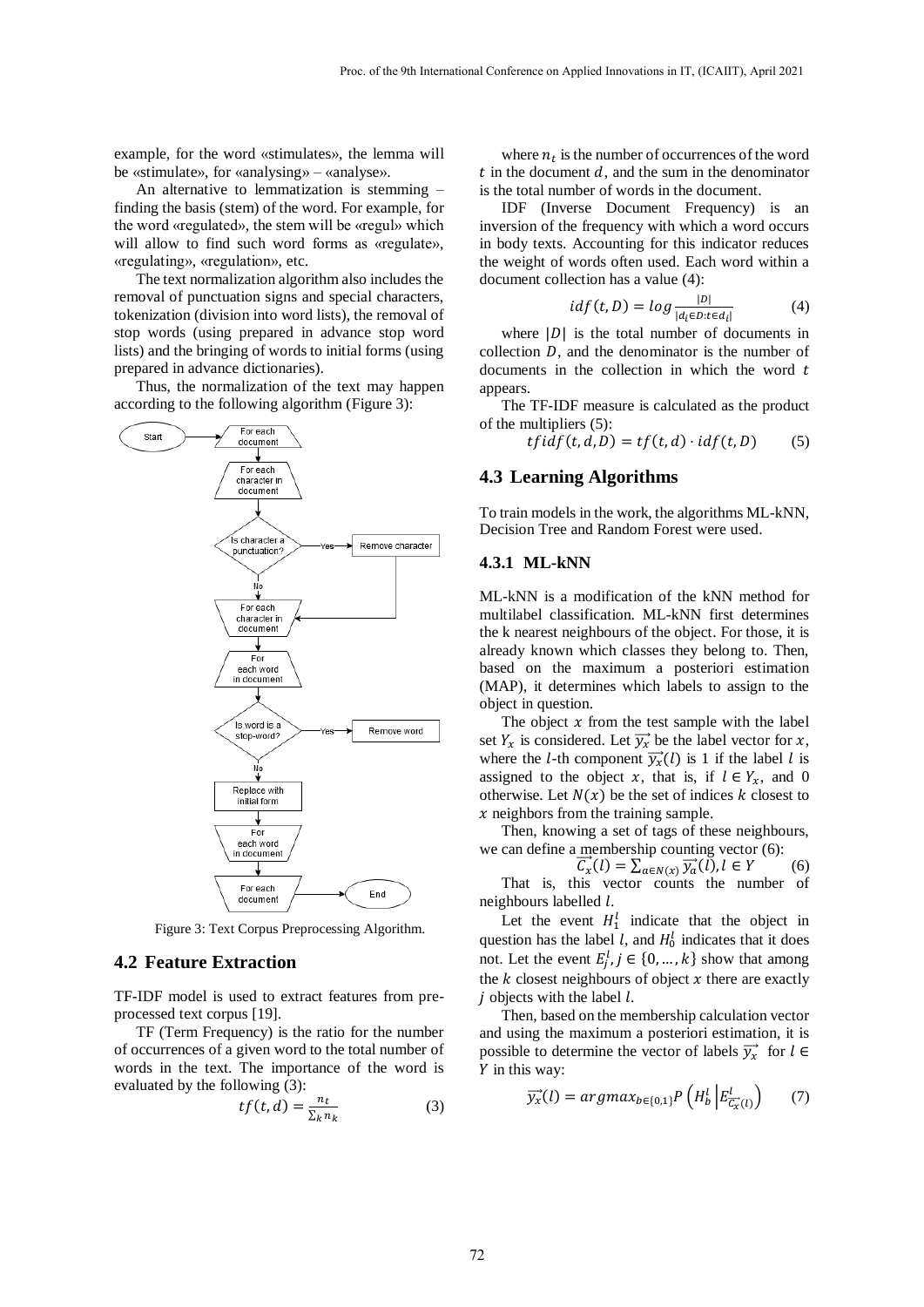example, for the word «stimulates», the lemma will be «stimulate», for «analysing» – «analyse».

An alternative to lemmatization is stemming – finding the basis (stem) of the word. For example, for the word «regulated», the stem will be «regul» which will allow to find such word forms as «regulate», «regulating», «regulation», etc.

The text normalization algorithm also includes the removal of punctuation signs and special characters, tokenization (division into word lists), the removal of stop words (using prepared in advance stop word lists) and the bringing of words to initial forms (using prepared in advance dictionaries).

Thus, the normalization of the text may happen according to the following algorithm (Figure 3):

Figure 3: Text Corpus Preprocessing Algorithm.

## 4.2 Feature Extraction

TF-IDF model is used to extract features from pre-processed text corpus [19].

TF (Term Frequency) is the ratio for the number of occurrences of a given word to the total number of words in the text. The importance of the word is evaluated by the following (3):

$$tf(t,d) = \frac{n_t}{\sum_k n_k} \tag{3}$$

where $n_t$ is the number of occurrences of the word $t$ in the document $d$, and the sum in the denominator is the total number of words in the document.

IDF (Inverse Document Frequency) is an inversion of the frequency with which a word occurs in body texts. Accounting for this indicator reduces the weight of words often used. Each word within a document collection has a value (4):

$$idf(t,D) = log\frac{|D|}{|d_i \in D : t \in d_i|} \tag{4}$$

where $|D|$ is the total number of documents in collection $D$, and the denominator is the number of documents in the collection in which the word $t$ appears.

The TF-IDF measure is calculated as the product of the multipliers (5):

$$tfidf(t,d,D) = tf(t,d) \cdot idf(t,D) \tag{5}$$

## 4.3 Learning Algorithms

To train models in the work, the algorithms ML-kNN, Decision Tree and Random Forest were used.

### 4.3.1 ML-kNN

ML-kNN is a modification of the kNN method for multilabel classification. ML-kNN first determines the k nearest neighbours of the object. For those, it is already known which classes they belong to. Then, based on the maximum a posteriori estimation (MAP), it determines which labels to assign to the object in question.

The object $x$ from the test sample with the label set $Y_x$ is considered. Let $\overrightarrow{y_x}$ be the label vector for $x$, where the $l$-th component $\overrightarrow{y_x}(l)$ is 1 if the label $l$ is assigned to the object $x$, that is, if $l \in Y_x$, and 0 otherwise. Let $N(x)$ be the set of indices $k$ closest to $x$ neighbors from the training sample.

Then, knowing a set of tags of these neighbours, we can define a membership counting vector (6):

$$\overrightarrow{C_x}(l) = \sum_{a \in N(x)} \overrightarrow{y_a}(l), l \in Y \tag{6}$$

That is, this vector counts the number of neighbours labelled $l$.

Let the event $H_1^l$ indicate that the object in question has the label $l$, and $H_0^l$ indicates that it does not. Let the event $E_j^l, j \in \{0,\ldots,k\}$ show that among the $k$ closest neighbours of object $x$ there are exactly $j$ objects with the label $l$.

Then, based on the membership calculation vector and using the maximum a posteriori estimation, it is possible to determine the vector of labels $\overrightarrow{y_x}$ for $l \in Y$ in this way:

$$\overrightarrow{y_x}(l) = argmax_{b \in \{0,1\}} P\left(H_b^l \middle| E_{\overrightarrow{C_x}(l)}^l\right) \tag{7}$$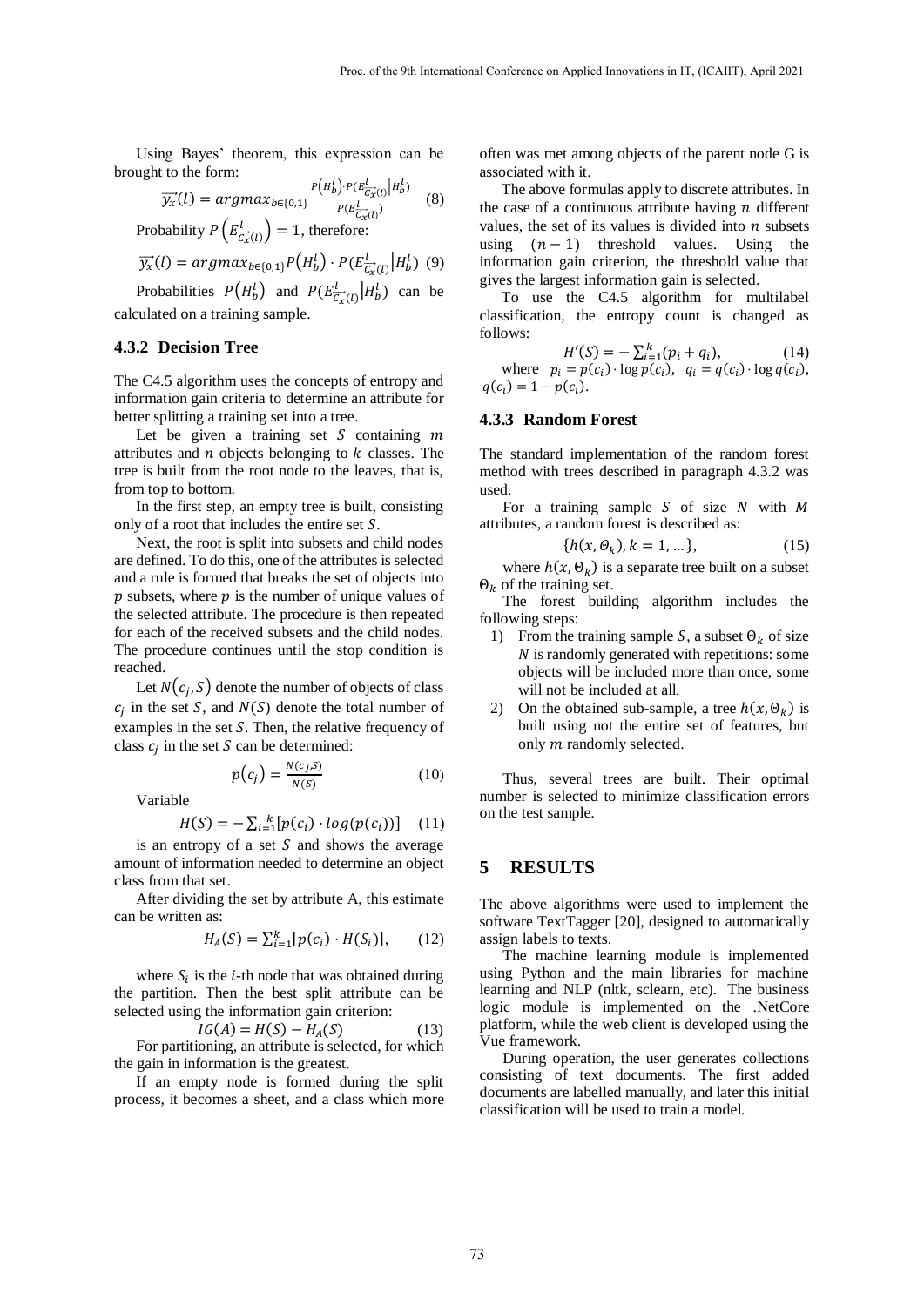Using Bayes' theorem, this expression can be brought to the form:

$$\overrightarrow{y_x}(l) = argmax_{b\in\{0,1\}} \frac{P\left(H_b^l\right)\cdot P(E_{\overrightarrow{C_x}(l)}^l | H_b^l)}{P(E_{\overrightarrow{C_x}(l)}^l)} \quad (8)$$

Probability $P\left(E_{\overrightarrow{C_x}(l)}^l\right) = 1$, therefore:

$$\overrightarrow{y_x}(l) = argmax_{b\in\{0,1\}} P\left(H_b^l\right)\cdot P(E_{\overrightarrow{C_x}(l)}^l | H_b^l) \quad (9)$$

Probabilities $P\left(H_b^l\right)$ and $P(E_{\overrightarrow{C_x}(l)}^l | H_b^l)$ can be calculated on a training sample.

### 4.3.2 Decision Tree

The C4.5 algorithm uses the concepts of entropy and information gain criteria to determine an attribute for better splitting a training set into a tree.

Let be given a training set $S$ containing $m$ attributes and $n$ objects belonging to $k$ classes. The tree is built from the root node to the leaves, that is, from top to bottom.

In the first step, an empty tree is built, consisting only of a root that includes the entire set $S$.

Next, the root is split into subsets and child nodes are defined. To do this, one of the attributes is selected and a rule is formed that breaks the set of objects into $p$ subsets, where $p$ is the number of unique values of the selected attribute. The procedure is then repeated for each of the received subsets and the child nodes. The procedure continues until the stop condition is reached.

Let $N(c_j, S)$ denote the number of objects of class $c_j$ in the set $S$, and $N(S)$ denote the total number of examples in the set $S$. Then, the relative frequency of class $c_j$ in the set $S$ can be determined:

$$p(c_j) = \frac{N(c_j,S)}{N(S)} \quad (10)$$

Variable

$$H(S) = -\sum_{i=1}^{k}[p(c_i)\cdot log(p(c_i))] \quad (11)$$

is an entropy of a set $S$ and shows the average amount of information needed to determine an object class from that set.

After dividing the set by attribute A, this estimate can be written as:

$$H_A(S) = \sum_{i=1}^{k}[p(c_i)\cdot H(S_i)], \quad (12)$$

where $S_i$ is the $i$-th node that was obtained during the partition. Then the best split attribute can be selected using the information gain criterion:

$$IG(A) = H(S) - H_A(S) \quad (13)$$

For partitioning, an attribute is selected, for which the gain in information is the greatest.

If an empty node is formed during the split process, it becomes a sheet, and a class which more often was met among objects of the parent node G is associated with it.

The above formulas apply to discrete attributes. In the case of a continuous attribute having $n$ different values, the set of its values is divided into $n$ subsets using $(n-1)$ threshold values. Using the information gain criterion, the threshold value that gives the largest information gain is selected.

To use the C4.5 algorithm for multilabel classification, the entropy count is changed as follows:

$$H'(S) = -\sum_{i=1}^{k}(p_i + q_i), \quad (14)$$

where $p_i = p(c_i)\cdot \log p(c_i)$, $q_i = q(c_i)\cdot \log q(c_i)$, $q(c_i) = 1 - p(c_i)$.

### 4.3.3 Random Forest

The standard implementation of the random forest method with trees described in paragraph 4.3.2 was used.

For a training sample $S$ of size $N$ with $M$ attributes, a random forest is described as:

$$\{h(x,\Theta_k), k = 1, \ldots\}, \quad (15)$$

where $h(x,\Theta_k)$ is a separate tree built on a subset $\Theta_k$ of the training set.

The forest building algorithm includes the following steps:

1) From the training sample $S$, a subset $\Theta_k$ of size $N$ is randomly generated with repetitions: some objects will be included more than once, some will not be included at all.
2) On the obtained sub-sample, a tree $h(x,\Theta_k)$ is built using not the entire set of features, but only $m$ randomly selected.

Thus, several trees are built. Their optimal number is selected to minimize classification errors on the test sample.

## 5 RESULTS

The above algorithms were used to implement the software TextTagger [20], designed to automatically assign labels to texts.

The machine learning module is implemented using Python and the main libraries for machine learning and NLP (nltk, sclearn, etc). The business logic module is implemented on the .NetCore platform, while the web client is developed using the Vue framework.

During operation, the user generates collections consisting of text documents. The first added documents are labelled manually, and later this initial classification will be used to train a model.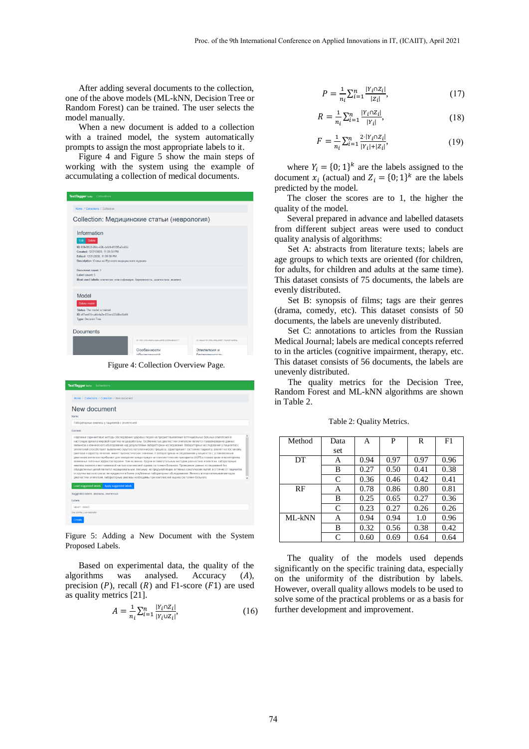After adding several documents to the collection, one of the above models (ML-kNN, Decision Tree or Random Forest) can be trained. The user selects the model manually.

When a new document is added to a collection with a trained model, the system automatically prompts to assign the most appropriate labels to it.

Figure 4 and Figure 5 show the main steps of working with the system using the example of accumulating a collection of medical documents.

Figure 4: Collection Overview Page.

Figure 5: Adding a New Document with the System Proposed Labels.

Based on experimental data, the quality of the algorithms was analysed. Accuracy ($A$), precision ($P$), recall ($R$) and F1-score ($F1$) are used as quality metrics [21].

$$A = \frac{1}{n_i}\sum_{i=1}^{n}\frac{|Y_i \cap Z_i|}{|Y_i \cup Z_i|}, \tag{16}$$

$$P = \frac{1}{n_i}\sum_{i=1}^{n}\frac{|Y_i \cap Z_i|}{|Z_i|}, \tag{17}$$

$$R = \frac{1}{n_i}\sum_{i=1}^{n}\frac{|Y_i \cap Z_i|}{|Y_i|}, \tag{18}$$

$$F = \frac{1}{n_i}\sum_{i=1}^{n}\frac{2 \cdot |Y_i \cap Z_i|}{|Y_i| + |Z_i|}, \tag{19}$$

where $Y_i = \{0;1\}^k$ are the labels assigned to the document $x_i$ (actual) and $Z_i = \{0;1\}^k$ are the labels predicted by the model.

The closer the scores are to 1, the higher the quality of the model.

Several prepared in advance and labelled datasets from different subject areas were used to conduct quality analysis of algorithms:

Set A: abstracts from literature texts; labels are age groups to which texts are oriented (for children, for adults, for children and adults at the same time). This dataset consists of 75 documents, the labels are evenly distributed.

Set B: synopsis of films; tags are their genres (drama, comedy, etc). This dataset consists of 50 documents, the labels are unevenly distributed.

Set C: annotations to articles from the Russian Medical Journal; labels are medical concepts referred to in the articles (cognitive impairment, therapy, etc. This dataset consists of 56 documents, the labels are unevenly distributed.

The quality metrics for the Decision Tree, Random Forest and ML-kNN algorithms are shown in Table 2.

Table 2: Quality Metrics.

| Method | Data set | A | P | R | F1 |
|---|---|---|---|---|---|
| DT | A | 0.94 | 0.97 | 0.97 | 0.96 |
| | B | 0.27 | 0.50 | 0.41 | 0.38 |
| | C | 0.36 | 0.46 | 0.42 | 0.41 |
| RF | A | 0.78 | 0.86 | 0.80 | 0.81 |
| | B | 0.25 | 0.65 | 0.27 | 0.36 |
| | C | 0.23 | 0.27 | 0.26 | 0.26 |
| ML-kNN | A | 0.94 | 0.94 | 1.0 | 0.96 |
| | B | 0.32 | 0.56 | 0.38 | 0.42 |
| | C | 0.60 | 0.69 | 0.64 | 0.64 |

The quality of the models used depends significantly on the specific training data, especially on the uniformity of the distribution by labels. However, overall quality allows models to be used to solve some of the practical problems or as a basis for further development and improvement.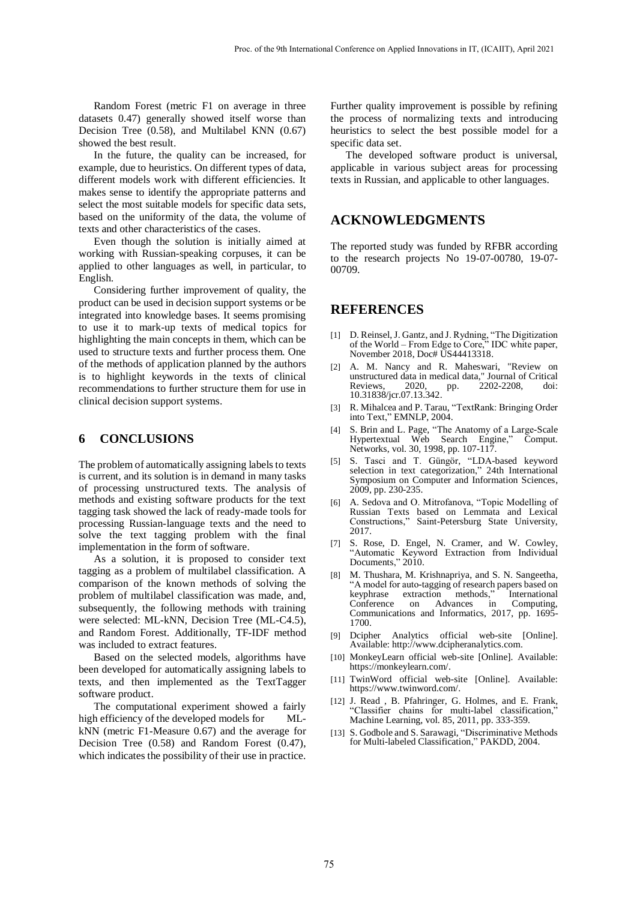Random Forest (metric F1 on average in three datasets 0.47) generally showed itself worse than Decision Tree (0.58), and Multilabel KNN (0.67) showed the best result.

In the future, the quality can be increased, for example, due to heuristics. On different types of data, different models work with different efficiencies. It makes sense to identify the appropriate patterns and select the most suitable models for specific data sets, based on the uniformity of the data, the volume of texts and other characteristics of the cases.

Even though the solution is initially aimed at working with Russian-speaking corpuses, it can be applied to other languages as well, in particular, to English.

Considering further improvement of quality, the product can be used in decision support systems or be integrated into knowledge bases. It seems promising to use it to mark-up texts of medical topics for highlighting the main concepts in them, which can be used to structure texts and further process them. One of the methods of application planned by the authors is to highlight keywords in the texts of clinical recommendations to further structure them for use in clinical decision support systems.

## 6 CONCLUSIONS

The problem of automatically assigning labels to texts is current, and its solution is in demand in many tasks of processing unstructured texts. The analysis of methods and existing software products for the text tagging task showed the lack of ready-made tools for processing Russian-language texts and the need to solve the text tagging problem with the final implementation in the form of software.

As a solution, it is proposed to consider text tagging as a problem of multilabel classification. A comparison of the known methods of solving the problem of multilabel classification was made, and, subsequently, the following methods with training were selected: ML-kNN, Decision Tree (ML-C4.5), and Random Forest. Additionally, TF-IDF method was included to extract features.

Based on the selected models, algorithms have been developed for automatically assigning labels to texts, and then implemented as the TextTagger software product.

The computational experiment showed a fairly high efficiency of the developed models for ML-kNN (metric F1-Measure 0.67) and the average for Decision Tree (0.58) and Random Forest (0.47), which indicates the possibility of their use in practice. Further quality improvement is possible by refining the process of normalizing texts and introducing heuristics to select the best possible model for a specific data set.

The developed software product is universal, applicable in various subject areas for processing texts in Russian, and applicable to other languages.

## ACKNOWLEDGMENTS

The reported study was funded by RFBR according to the research projects No 19-07-00780, 19-07-00709.

## REFERENCES

- [1] D. Reinsel, J. Gantz, and J. Rydning, "The Digitization of the World – From Edge to Core," IDC white paper, November 2018, Doc# US44413318.
- [2] A. M. Nancy and R. Maheswari, "Review on unstructured data in medical data," Journal of Critical Reviews, 2020, pp. 2202-2208, doi: 10.31838/jcr.07.13.342.
- [3] R. Mihalcea and P. Tarau, "TextRank: Bringing Order into Text," EMNLP, 2004.
- [4] S. Brin and L. Page, "The Anatomy of a Large-Scale Hypertextual Web Search Engine," Comput. Networks, vol. 30, 1998, pp. 107-117.
- [5] S. Tasci and T. Güngör, "LDA-based keyword selection in text categorization," 24th International Symposium on Computer and Information Sciences, 2009, pp. 230-235.
- [6] A. Sedova and O. Mitrofanova, "Topic Modelling of Russian Texts based on Lemmata and Lexical Constructions," Saint-Petersburg State University, 2017.
- [7] S. Rose, D. Engel, N. Cramer, and W. Cowley, "Automatic Keyword Extraction from Individual Documents," 2010.
- [8] M. Thushara, M. Krishnapriya, and S. N. Sangeetha, "A model for auto-tagging of research papers based on keyphrase extraction methods," International Conference on Advances in Computing, Communications and Informatics, 2017, pp. 1695-1700.
- [9] Dcipher Analytics official web-site [Online]. Available: http://www.dcipheranalytics.com.
- [10] MonkeyLearn official web-site [Online]. Available: https://monkeylearn.com/.
- [11] TwinWord official web-site [Online]. Available: https://www.twinword.com/.
- [12] J. Read , B. Pfahringer, G. Holmes, and E. Frank, "Classifier chains for multi-label classification," Machine Learning, vol. 85, 2011, pp. 333-359.
- [13] S. Godbole and S. Sarawagi, "Discriminative Methods for Multi-labeled Classification," PAKDD, 2004.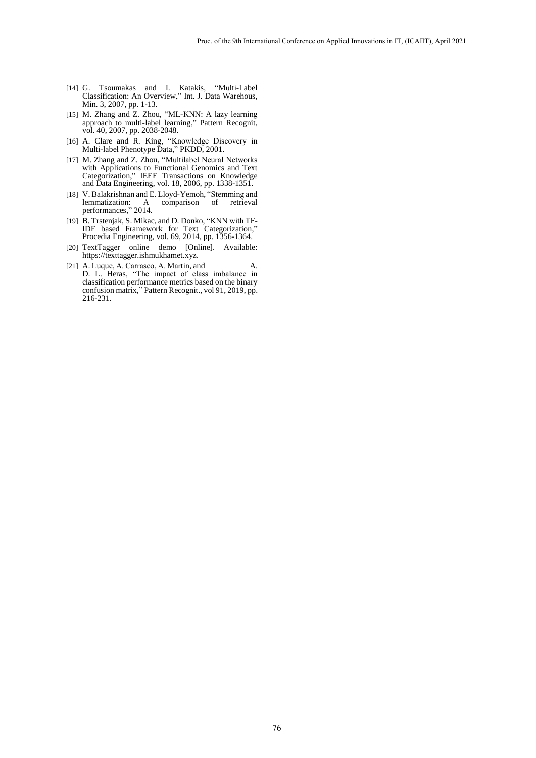[14] G. Tsoumakas and I. Katakis, "Multi-Label Classification: An Overview," Int. J. Data Warehous, Min. 3, 2007, pp. 1-13.

[15] M. Zhang and Z. Zhou, "ML-KNN: A lazy learning approach to multi-label learning," Pattern Recognit, vol. 40, 2007, pp. 2038-2048.

[16] A. Clare and R. King, "Knowledge Discovery in Multi-label Phenotype Data," PKDD, 2001.

[17] M. Zhang and Z. Zhou, "Multilabel Neural Networks with Applications to Functional Genomics and Text Categorization," IEEE Transactions on Knowledge and Data Engineering, vol. 18, 2006, pp. 1338-1351.

[18] V. Balakrishnan and E. Lloyd-Yemoh, "Stemming and lemmatization: A comparison of retrieval performances," 2014.

[19] B. Trstenjak, S. Mikac, and D. Donko, "KNN with TF-IDF based Framework for Text Categorization," Procedia Engineering, vol. 69, 2014, pp. 1356-1364.

[20] TextTagger online demo [Online]. Available: https://texttagger.ishmukhamet.xyz.

[21] A. Luque, A. Carrasco, A. Martín, and A. D. L. Heras, "The impact of class imbalance in classification performance metrics based on the binary confusion matrix," Pattern Recognit., vol 91, 2019, pp. 216-231.